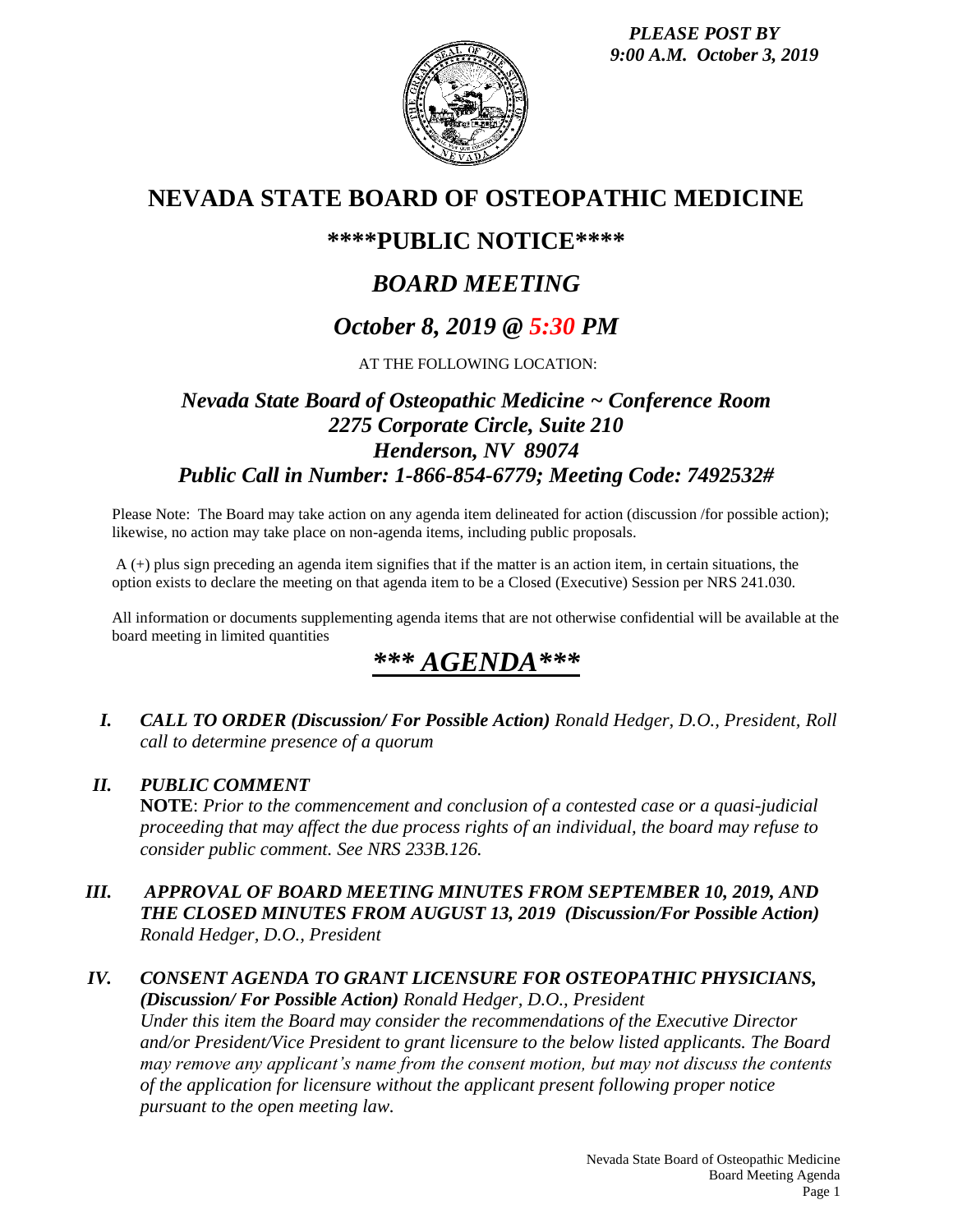*PLEASE POST BY*
*9:00 A.M. October 3, 2019*

# NEVADA STATE BOARD OF OSTEOPATHIC MEDICINE

## \*\*\*\*PUBLIC NOTICE\*\*\*\*

## *BOARD MEETING*

## *October 8, 2019 @ 5:30 PM*

AT THE FOLLOWING LOCATION:

### *Nevada State Board of Osteopathic Medicine ~ Conference Room*
### *2275 Corporate Circle, Suite 210*
### *Henderson, NV 89074*
### *Public Call in Number: 1-866-854-6779; Meeting Code: 7492532#*

Please Note: The Board may take action on any agenda item delineated for action (discussion /for possible action); likewise, no action may take place on non-agenda items, including public proposals.

A (+) plus sign preceding an agenda item signifies that if the matter is an action item, in certain situations, the option exists to declare the meeting on that agenda item to be a Closed (Executive) Session per NRS 241.030.

All information or documents supplementing agenda items that are not otherwise confidential will be available at the board meeting in limited quantities

## *\*\*\* AGENDA\*\*\**

**I.** ***CALL TO ORDER (Discussion/ For Possible Action)*** *Ronald Hedger, D.O., President, Roll call to determine presence of a quorum*

**II.** ***PUBLIC COMMENT***
**NOTE**: *Prior to the commencement and conclusion of a contested case or a quasi-judicial proceeding that may affect the due process rights of an individual, the board may refuse to consider public comment. See NRS 233B.126.*

**III.** ***APPROVAL OF BOARD MEETING MINUTES FROM SEPTEMBER 10, 2019, AND THE CLOSED MINUTES FROM AUGUST 13, 2019 (Discussion/For Possible Action)*** *Ronald Hedger, D.O., President*

**IV.** ***CONSENT AGENDA TO GRANT LICENSURE FOR OSTEOPATHIC PHYSICIANS, (Discussion/ For Possible Action)*** *Ronald Hedger, D.O., President*
*Under this item the Board may consider the recommendations of the Executive Director and/or President/Vice President to grant licensure to the below listed applicants. The Board may remove any applicant's name from the consent motion, but may not discuss the contents of the application for licensure without the applicant present following proper notice pursuant to the open meeting law.*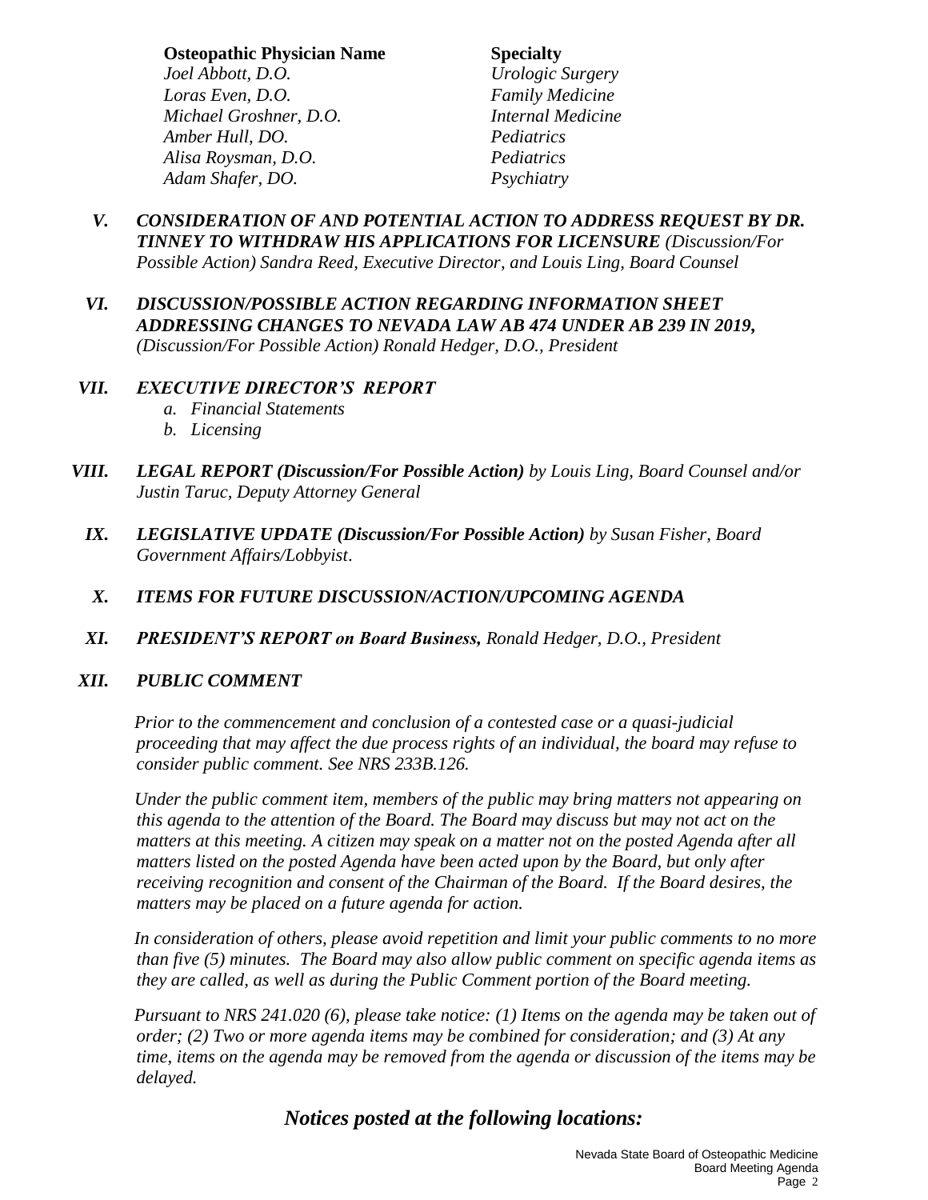| **Osteopathic Physician Name** | **Specialty** |
| --- | --- |
| *Joel Abbott, D.O.* | *Urologic Surgery* |
| *Loras Even, D.O.* | *Family Medicine* |
| *Michael Groshner, D.O.* | *Internal Medicine* |
| *Amber Hull, DO.* | *Pediatrics* |
| *Alisa Roysman, D.O.* | *Pediatrics* |
| *Adam Shafer, DO.* | *Psychiatry* |

**V.** ***CONSIDERATION OF AND POTENTIAL ACTION TO ADDRESS REQUEST BY DR. TINNEY TO WITHDRAW HIS APPLICATIONS FOR LICENSURE*** *(Discussion/For Possible Action) Sandra Reed, Executive Director, and Louis Ling, Board Counsel*

**VI.** ***DISCUSSION/POSSIBLE ACTION REGARDING INFORMATION SHEET ADDRESSING CHANGES TO NEVADA LAW AB 474 UNDER AB 239 IN 2019,*** *(Discussion/For Possible Action) Ronald Hedger, D.O., President*

**VII.** ***EXECUTIVE DIRECTOR'S REPORT***

*a. Financial Statements*
*b. Licensing*

**VIII.** ***LEGAL REPORT (Discussion/For Possible Action)*** *by Louis Ling, Board Counsel and/or Justin Taruc, Deputy Attorney General*

**IX.** ***LEGISLATIVE UPDATE (Discussion/For Possible Action)*** *by Susan Fisher, Board Government Affairs/Lobbyist.*

**X.** ***ITEMS FOR FUTURE DISCUSSION/ACTION/UPCOMING AGENDA***

**XI.** ***PRESIDENT'S REPORT on Board Business,*** *Ronald Hedger, D.O., President*

**XII.** ***PUBLIC COMMENT***

*Prior to the commencement and conclusion of a contested case or a quasi-judicial proceeding that may affect the due process rights of an individual, the board may refuse to consider public comment. See NRS 233B.126.*

*Under the public comment item, members of the public may bring matters not appearing on this agenda to the attention of the Board. The Board may discuss but may not act on the matters at this meeting. A citizen may speak on a matter not on the posted Agenda after all matters listed on the posted Agenda have been acted upon by the Board, but only after receiving recognition and consent of the Chairman of the Board. If the Board desires, the matters may be placed on a future agenda for action.*

*In consideration of others, please avoid repetition and limit your public comments to no more than five (5) minutes. The Board may also allow public comment on specific agenda items as they are called, as well as during the Public Comment portion of the Board meeting.*

*Pursuant to NRS 241.020 (6), please take notice: (1) Items on the agenda may be taken out of order; (2) Two or more agenda items may be combined for consideration; and (3) At any time, items on the agenda may be removed from the agenda or discussion of the items may be delayed.*

## ***Notices posted at the following locations:***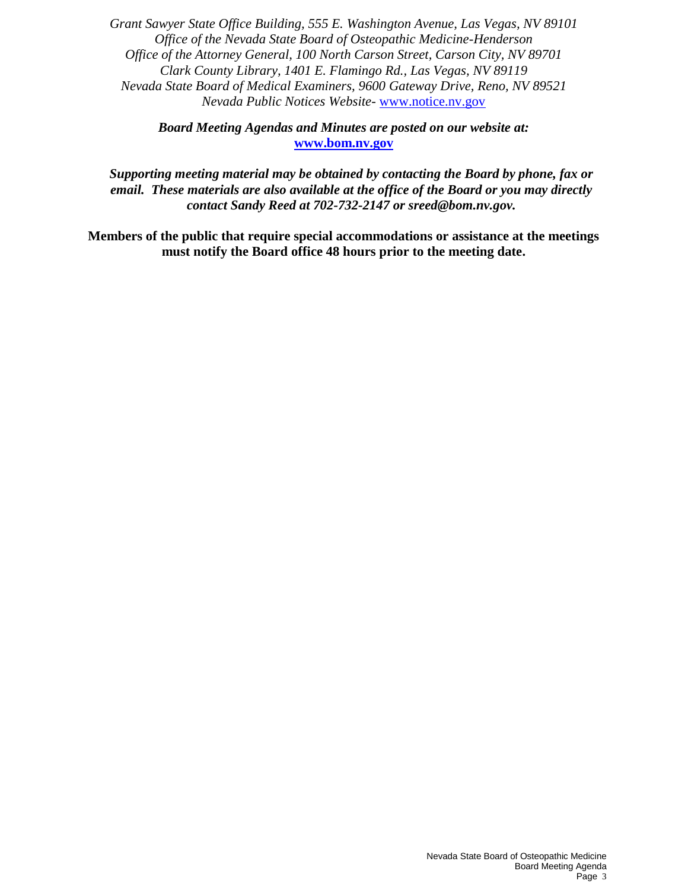*Grant Sawyer State Office Building, 555 E. Washington Avenue, Las Vegas, NV 89101*
*Office of the Nevada State Board of Osteopathic Medicine-Henderson*
*Office of the Attorney General, 100 North Carson Street, Carson City, NV 89701*
*Clark County Library, 1401 E. Flamingo Rd., Las Vegas, NV 89119*
*Nevada State Board of Medical Examiners, 9600 Gateway Drive, Reno, NV 89521*
*Nevada Public Notices Website-* www.notice.nv.gov

***Board Meeting Agendas and Minutes are posted on our website at:***
**www.bom.nv.gov**

***Supporting meeting material may be obtained by contacting the Board by phone, fax or email. These materials are also available at the office of the Board or you may directly contact Sandy Reed at 702-732-2147 or sreed@bom.nv.gov.***

**Members of the public that require special accommodations or assistance at the meetings must notify the Board office 48 hours prior to the meeting date.**